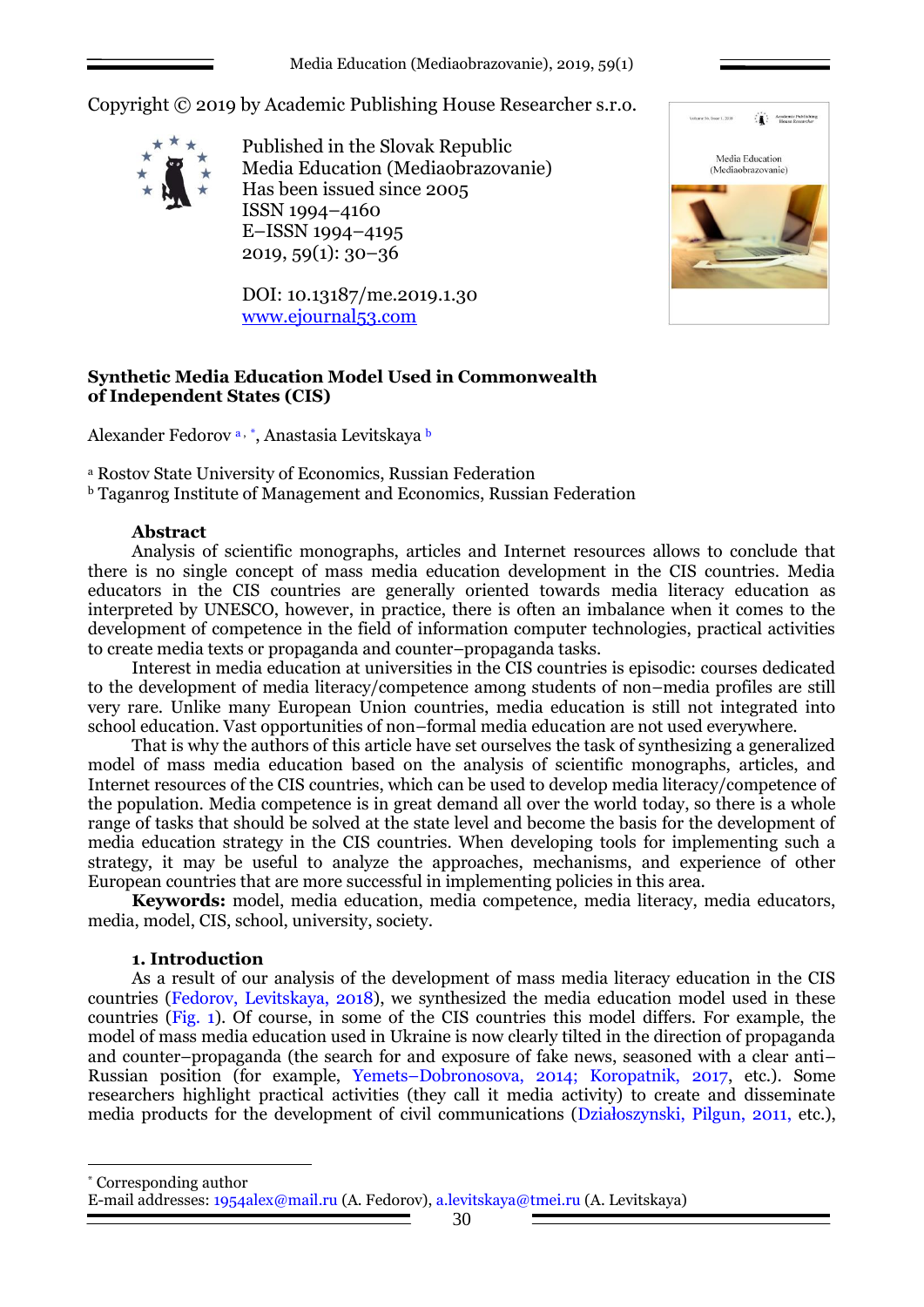Copyright © 2019 by Academic Publishing House Researcher s.r.o.

Published in the Slovak Republic
Media Education (Mediaobrazovanie)
Has been issued since 2005
ISSN 1994–4160
E–ISSN 1994–4195
2019, 59(1): 30–36

DOI: 10.13187/me.2019.1.30
www.ejournal53.com

# Synthetic Media Education Model Used in Commonwealth of Independent States (CIS)

Alexander Fedorov [a, *], Anastasia Levitskaya [b]

[a] Rostov State University of Economics, Russian Federation
[b] Taganrog Institute of Management and Economics, Russian Federation

## Abstract

Analysis of scientific monographs, articles and Internet resources allows to conclude that there is no single concept of mass media education development in the CIS countries. Media educators in the CIS countries are generally oriented towards media literacy education as interpreted by UNESCO, however, in practice, there is often an imbalance when it comes to the development of competence in the field of information computer technologies, practical activities to create media texts or propaganda and counter–propaganda tasks.

Interest in media education at universities in the CIS countries is episodic: courses dedicated to the development of media literacy/competence among students of non–media profiles are still very rare. Unlike many European Union countries, media education is still not integrated into school education. Vast opportunities of non–formal media education are not used everywhere.

That is why the authors of this article have set ourselves the task of synthesizing a generalized model of mass media education based on the analysis of scientific monographs, articles, and Internet resources of the CIS countries, which can be used to develop media literacy/competence of the population. Media competence is in great demand all over the world today, so there is a whole range of tasks that should be solved at the state level and become the basis for the development of media education strategy in the CIS countries. When developing tools for implementing such a strategy, it may be useful to analyze the approaches, mechanisms, and experience of other European countries that are more successful in implementing policies in this area.

**Keywords:** model, media education, media competence, media literacy, media educators, media, model, CIS, school, university, society.

## 1. Introduction

As a result of our analysis of the development of mass media literacy education in the CIS countries (Fedorov, Levitskaya, 2018), we synthesized the media education model used in these countries (Fig. 1). Of course, in some of the CIS countries this model differs. For example, the model of mass media education used in Ukraine is now clearly tilted in the direction of propaganda and counter–propaganda (the search for and exposure of fake news, seasoned with a clear anti–Russian position (for example, Yemets–Dobronosova, 2014; Koropatnik, 2017, etc.). Some researchers highlight practical activities (they call it media activity) to create and disseminate media products for the development of civil communications (Działoszynski, Pilgun, 2011, etc.),

* Corresponding author
E-mail addresses: 1954alex@mail.ru (A. Fedorov), a.levitskaya@tmei.ru (A. Levitskaya)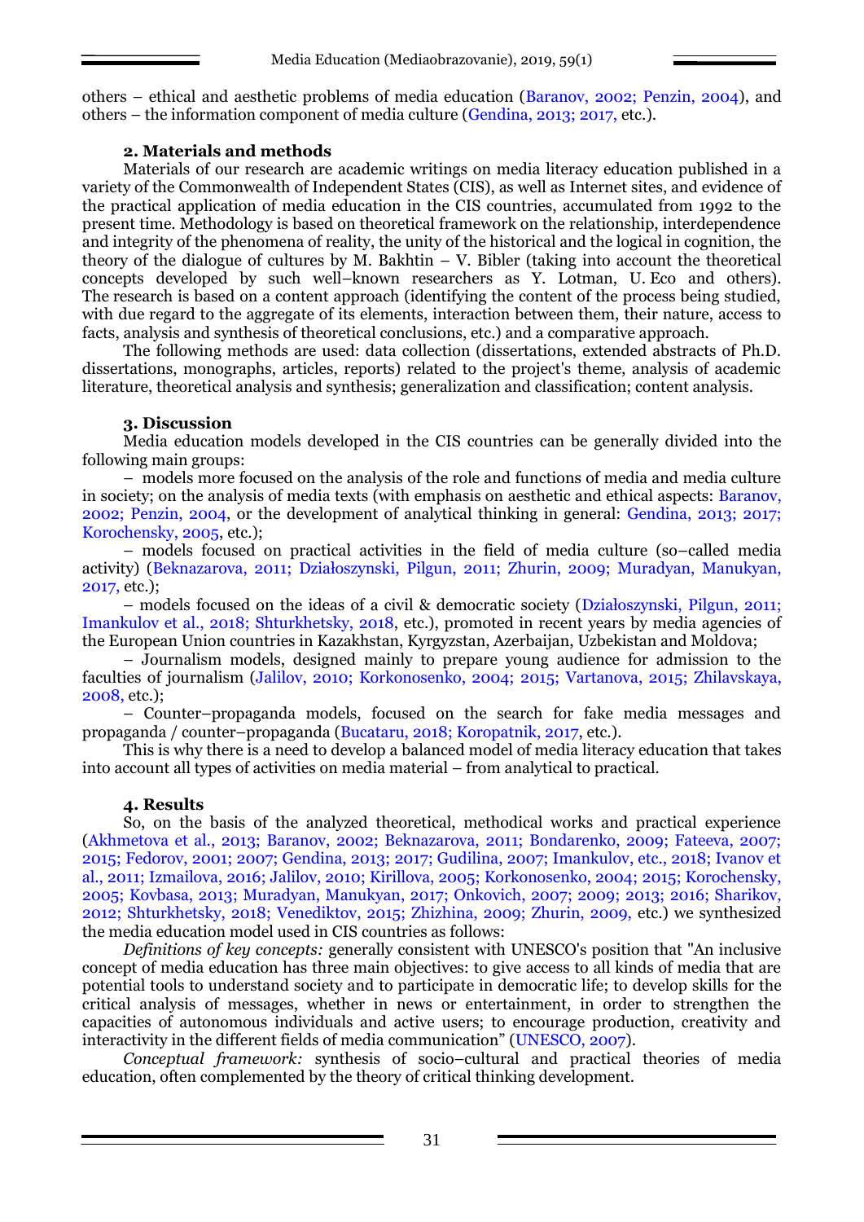others – ethical and aesthetic problems of media education (Baranov, 2002; Penzin, 2004), and others – the information component of media culture (Gendina, 2013; 2017, etc.).

## 2. Materials and methods

Materials of our research are academic writings on media literacy education published in a variety of the Commonwealth of Independent States (CIS), as well as Internet sites, and evidence of the practical application of media education in the CIS countries, accumulated from 1992 to the present time. Methodology is based on theoretical framework on the relationship, interdependence and integrity of the phenomena of reality, the unity of the historical and the logical in cognition, the theory of the dialogue of cultures by M. Bakhtin – V. Bibler (taking into account the theoretical concepts developed by such well–known researchers as Y. Lotman, U. Eco and others). The research is based on a content approach (identifying the content of the process being studied, with due regard to the aggregate of its elements, interaction between them, their nature, access to facts, analysis and synthesis of theoretical conclusions, etc.) and a comparative approach.

The following methods are used: data collection (dissertations, extended abstracts of Ph.D. dissertations, monographs, articles, reports) related to the project's theme, analysis of academic literature, theoretical analysis and synthesis; generalization and classification; content analysis.

## 3. Discussion

Media education models developed in the CIS countries can be generally divided into the following main groups:

– models more focused on the analysis of the role and functions of media and media culture in society; on the analysis of media texts (with emphasis on aesthetic and ethical aspects: Baranov, 2002; Penzin, 2004, or the development of analytical thinking in general: Gendina, 2013; 2017; Korochensky, 2005, etc.);

– models focused on practical activities in the field of media culture (so–called media activity) (Beknazarova, 2011; Działoszynski, Pilgun, 2011; Zhurin, 2009; Muradyan, Manukyan, 2017, etc.);

– models focused on the ideas of a civil & democratic society (Działoszynski, Pilgun, 2011; Imankulov et al., 2018; Shturkhetsky, 2018, etc.), promoted in recent years by media agencies of the European Union countries in Kazakhstan, Kyrgyzstan, Azerbaijan, Uzbekistan and Moldova;

– Journalism models, designed mainly to prepare young audience for admission to the faculties of journalism (Jalilov, 2010; Korkonosenko, 2004; 2015; Vartanova, 2015; Zhilavskaya, 2008, etc.);

– Counter–propaganda models, focused on the search for fake media messages and propaganda / counter–propaganda (Bucataru, 2018; Koropatnik, 2017, etc.).

This is why there is a need to develop a balanced model of media literacy education that takes into account all types of activities on media material – from analytical to practical.

## 4. Results

So, on the basis of the analyzed theoretical, methodical works and practical experience (Akhmetova et al., 2013; Baranov, 2002; Beknazarova, 2011; Bondarenko, 2009; Fateeva, 2007; 2015; Fedorov, 2001; 2007; Gendina, 2013; 2017; Gudilina, 2007; Imankulov, etc., 2018; Ivanov et al., 2011; Izmailova, 2016; Jalilov, 2010; Kirillova, 2005; Korkonosenko, 2004; 2015; Korochensky, 2005; Kovbasa, 2013; Muradyan, Manukyan, 2017; Onkovich, 2007; 2009; 2013; 2016; Sharikov, 2012; Shturkhetsky, 2018; Venediktov, 2015; Zhizhina, 2009; Zhurin, 2009, etc.) we synthesized the media education model used in CIS countries as follows:

*Definitions of key concepts:* generally consistent with UNESCO's position that "An inclusive concept of media education has three main objectives: to give access to all kinds of media that are potential tools to understand society and to participate in democratic life; to develop skills for the critical analysis of messages, whether in news or entertainment, in order to strengthen the capacities of autonomous individuals and active users; to encourage production, creativity and interactivity in the different fields of media communication" (UNESCO, 2007).

*Conceptual framework:* synthesis of socio–cultural and practical theories of media education, often complemented by the theory of critical thinking development.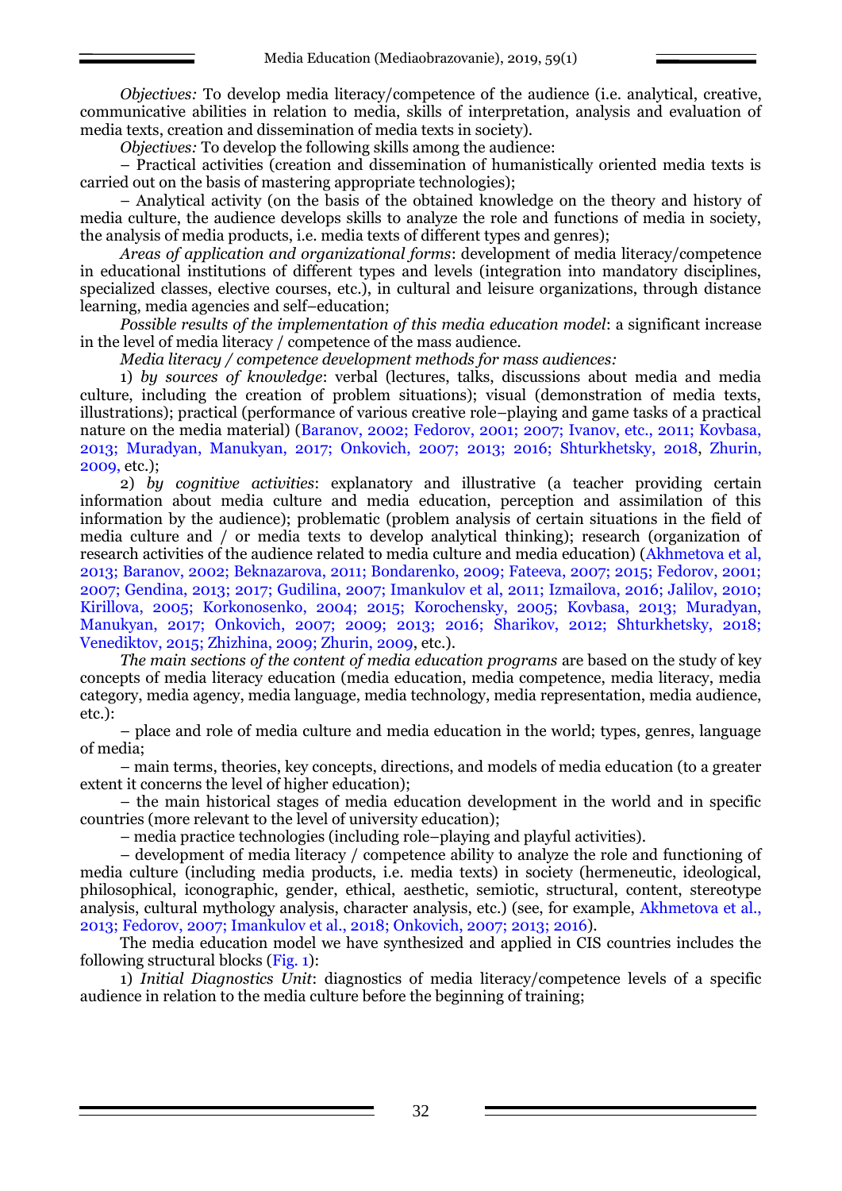*Objectives:* To develop media literacy/competence of the audience (i.e. analytical, creative, communicative abilities in relation to media, skills of interpretation, analysis and evaluation of media texts, creation and dissemination of media texts in society).

*Objectives:* To develop the following skills among the audience:

– Practical activities (creation and dissemination of humanistically oriented media texts is carried out on the basis of mastering appropriate technologies);

– Analytical activity (on the basis of the obtained knowledge on the theory and history of media culture, the audience develops skills to analyze the role and functions of media in society, the analysis of media products, i.e. media texts of different types and genres);

*Areas of application and organizational forms*: development of media literacy/competence in educational institutions of different types and levels (integration into mandatory disciplines, specialized classes, elective courses, etc.), in cultural and leisure organizations, through distance learning, media agencies and self–education;

*Possible results of the implementation of this media education model*: a significant increase in the level of media literacy / competence of the mass audience.

*Media literacy / competence development methods for mass audiences:*

1) *by sources of knowledge*: verbal (lectures, talks, discussions about media and media culture, including the creation of problem situations); visual (demonstration of media texts, illustrations); practical (performance of various creative role–playing and game tasks of a practical nature on the media material) (Baranov, 2002; Fedorov, 2001; 2007; Ivanov, etc., 2011; Kovbasa, 2013; Muradyan, Manukyan, 2017; Onkovich, 2007; 2013; 2016; Shturkhetsky, 2018, Zhurin, 2009, etc.);

2) *by cognitive activities*: explanatory and illustrative (a teacher providing certain information about media culture and media education, perception and assimilation of this information by the audience); problematic (problem analysis of certain situations in the field of media culture and / or media texts to develop analytical thinking); research (organization of research activities of the audience related to media culture and media education) (Akhmetova et al, 2013; Baranov, 2002; Beknazarova, 2011; Bondarenko, 2009; Fateeva, 2007; 2015; Fedorov, 2001; 2007; Gendina, 2013; 2017; Gudilina, 2007; Imankulov et al, 2011; Izmailova, 2016; Jalilov, 2010; Kirillova, 2005; Korkonosenko, 2004; 2015; Korochensky, 2005; Kovbasa, 2013; Muradyan, Manukyan, 2017; Onkovich, 2007; 2009; 2013; 2016; Sharikov, 2012; Shturkhetsky, 2018; Venediktov, 2015; Zhizhina, 2009; Zhurin, 2009, etc.).

*The main sections of the content of media education programs* are based on the study of key concepts of media literacy education (media education, media competence, media literacy, media category, media agency, media language, media technology, media representation, media audience, etc.):

– place and role of media culture and media education in the world; types, genres, language of media;

– main terms, theories, key concepts, directions, and models of media education (to a greater extent it concerns the level of higher education);

– the main historical stages of media education development in the world and in specific countries (more relevant to the level of university education);

– media practice technologies (including role–playing and playful activities).

– development of media literacy / competence ability to analyze the role and functioning of media culture (including media products, i.e. media texts) in society (hermeneutic, ideological, philosophical, iconographic, gender, ethical, aesthetic, semiotic, structural, content, stereotype analysis, cultural mythology analysis, character analysis, etc.) (see, for example, Akhmetova et al., 2013; Fedorov, 2007; Imankulov et al., 2018; Onkovich, 2007; 2013; 2016).

The media education model we have synthesized and applied in CIS countries includes the following structural blocks (Fig. 1):

1) *Initial Diagnostics Unit*: diagnostics of media literacy/competence levels of a specific audience in relation to the media culture before the beginning of training;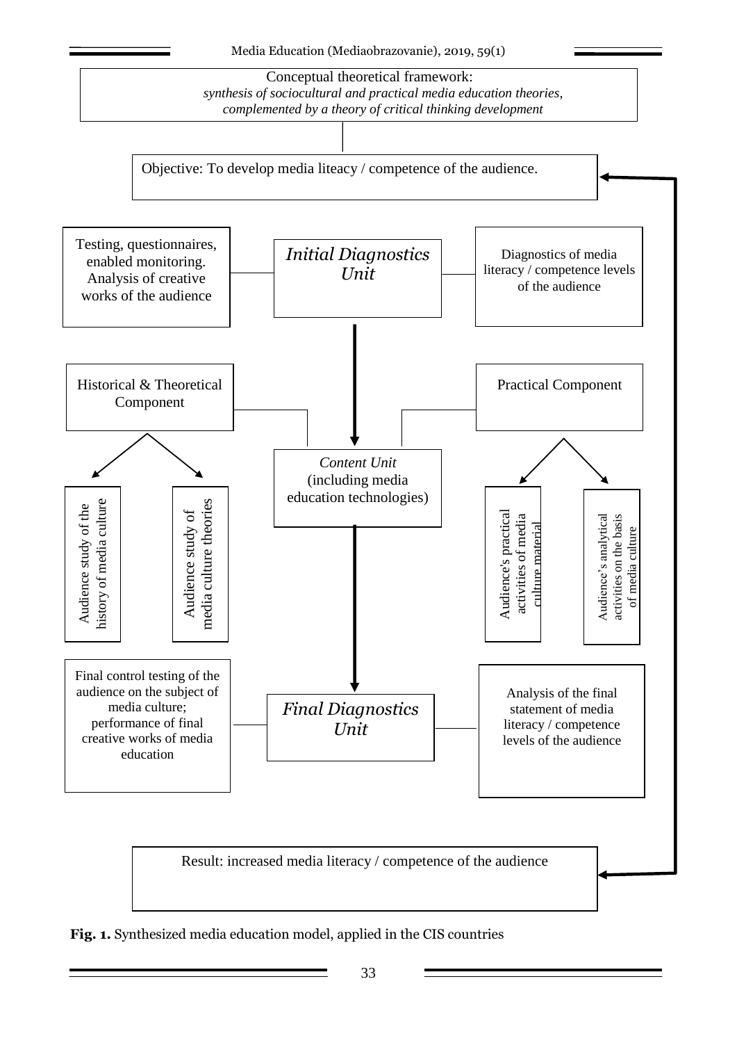Conceptual theoretical framework:
*synthesis of sociocultural and practical media education theories, complemented by a theory of critical thinking development*

Objective: To develop media liteacy / competence of the audience.

Testing, questionnaires, enabled monitoring. Analysis of creative works of the audience

*Initial Diagnostics Unit*

Diagnostics of media literacy / competence levels of the audience

Historical & Theoretical Component

Practical Component

*Content Unit* (including media education technologies)

Audience study of the history of media culture

Audience study of media culture theories

Audience's practical activities of media culture material

Audience's analytical activities on the basis of media culture

Final control testing of the audience on the subject of media culture; performance of final creative works of media education

*Final Diagnostics Unit*

Analysis of the final statement of media literacy / competence levels of the audience

Result: increased media literacy / competence of the audience

**Fig. 1.** Synthesized media education model, applied in the CIS countries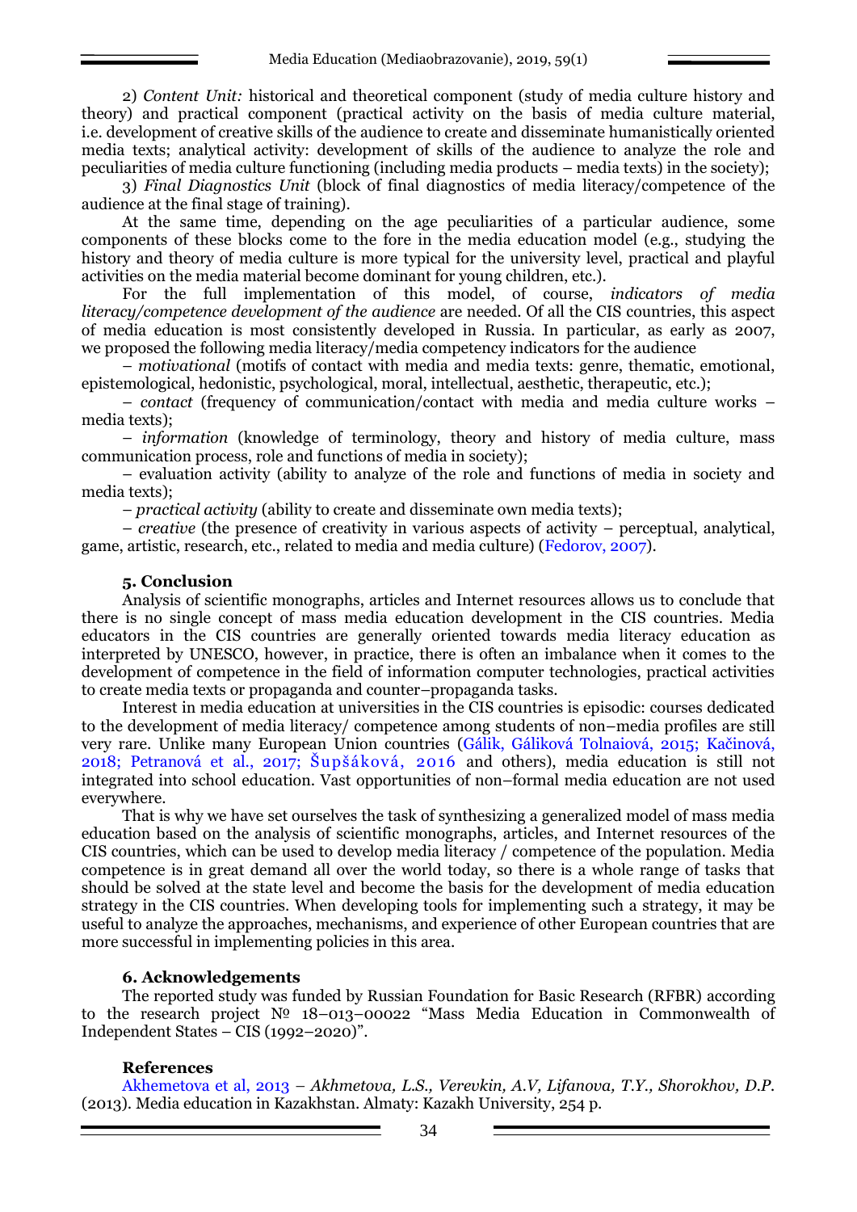2) *Content Unit:* historical and theoretical component (study of media culture history and theory) and practical component (practical activity on the basis of media culture material, i.e. development of creative skills of the audience to create and disseminate humanistically oriented media texts; analytical activity: development of skills of the audience to analyze the role and peculiarities of media culture functioning (including media products – media texts) in the society);

3) *Final Diagnostics Unit* (block of final diagnostics of media literacy/competence of the audience at the final stage of training).

At the same time, depending on the age peculiarities of a particular audience, some components of these blocks come to the fore in the media education model (e.g., studying the history and theory of media culture is more typical for the university level, practical and playful activities on the media material become dominant for young children, etc.).

For the full implementation of this model, of course, *indicators of media literacy/competence development of the audience* are needed. Of all the CIS countries, this aspect of media education is most consistently developed in Russia. In particular, as early as 2007, we proposed the following media literacy/media competency indicators for the audience

– *motivational* (motifs of contact with media and media texts: genre, thematic, emotional, epistemological, hedonistic, psychological, moral, intellectual, aesthetic, therapeutic, etc.);

– *contact* (frequency of communication/contact with media and media culture works – media texts);

– *information* (knowledge of terminology, theory and history of media culture, mass communication process, role and functions of media in society);

– evaluation activity (ability to analyze of the role and functions of media in society and media texts);

– *practical activity* (ability to create and disseminate own media texts);

– *creative* (the presence of creativity in various aspects of activity – perceptual, analytical, game, artistic, research, etc., related to media and media culture) (Fedorov, 2007).

## 5. Conclusion

Analysis of scientific monographs, articles and Internet resources allows us to conclude that there is no single concept of mass media education development in the CIS countries. Media educators in the CIS countries are generally oriented towards media literacy education as interpreted by UNESCO, however, in practice, there is often an imbalance when it comes to the development of competence in the field of information computer technologies, practical activities to create media texts or propaganda and counter–propaganda tasks.

Interest in media education at universities in the CIS countries is episodic: courses dedicated to the development of media literacy/ competence among students of non–media profiles are still very rare. Unlike many European Union countries (Gálik, Gáliková Tolnaiová, 2015; Kačinová, 2018; Petranová et al., 2017; Šupšáková, 2016 and others), media education is still not integrated into school education. Vast opportunities of non–formal media education are not used everywhere.

That is why we have set ourselves the task of synthesizing a generalized model of mass media education based on the analysis of scientific monographs, articles, and Internet resources of the CIS countries, which can be used to develop media literacy / competence of the population. Media competence is in great demand all over the world today, so there is a whole range of tasks that should be solved at the state level and become the basis for the development of media education strategy in the CIS countries. When developing tools for implementing such a strategy, it may be useful to analyze the approaches, mechanisms, and experience of other European countries that are more successful in implementing policies in this area.

## 6. Acknowledgements

The reported study was funded by Russian Foundation for Basic Research (RFBR) according to the research project № 18–013–00022 "Mass Media Education in Commonwealth of Independent States – CIS (1992–2020)".

## References

Akhemetova et al, 2013 – *Akhmetova, L.S., Verevkin, A.V, Lifanova, T.Y., Shorokhov, D.P.* (2013). Media education in Kazakhstan. Almaty: Kazakh University, 254 p.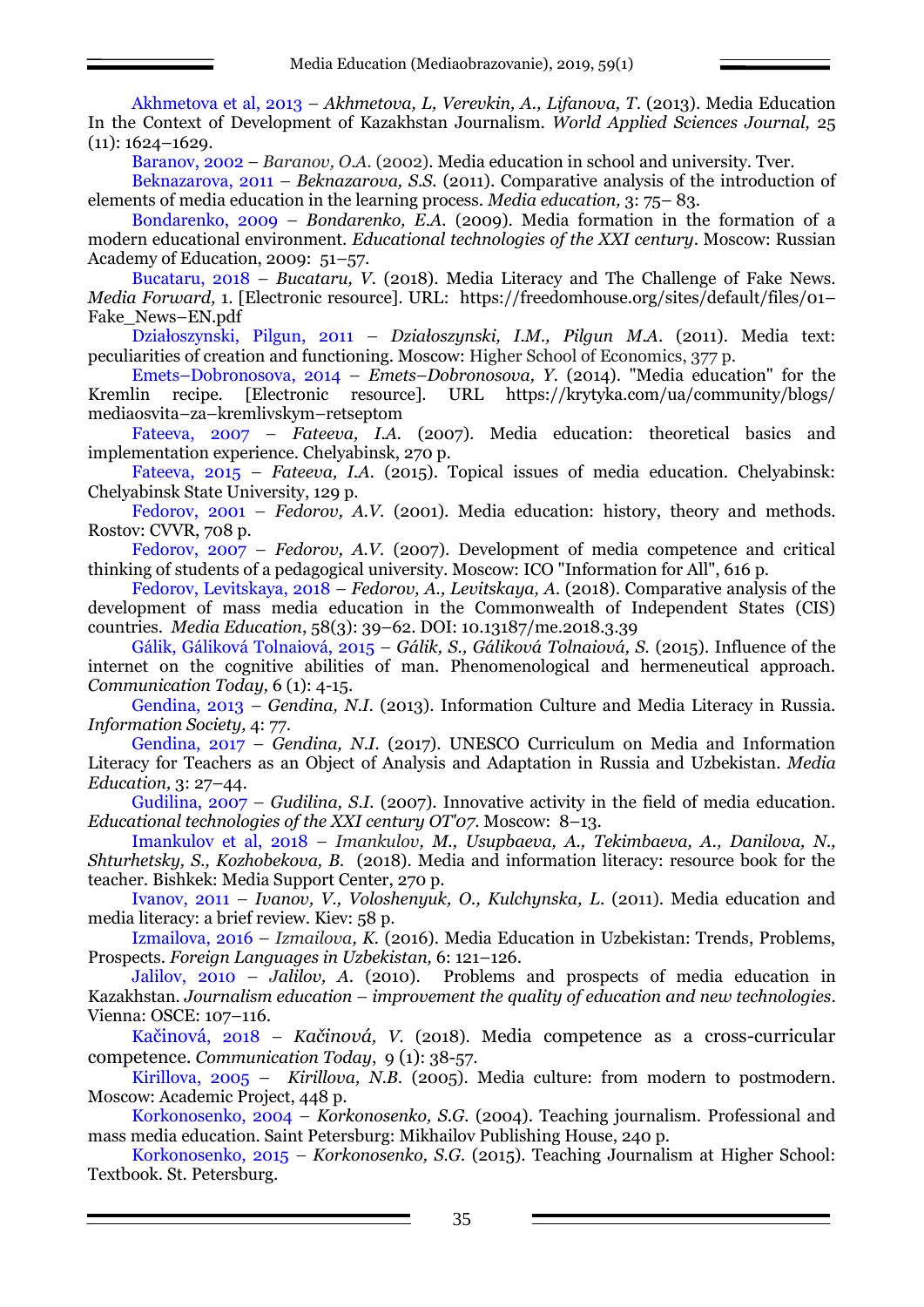Akhmetova et al, 2013 – *Akhmetova, L, Verevkin, A., Lifanova, T.* (2013). Media Education In the Context of Development of Kazakhstan Journalism. *World Applied Sciences Journal,* 25 (11): 1624–1629.

Baranov, 2002 – *Baranov, O.A.* (2002). Media education in school and university. Tver.

Beknazarova, 2011 – *Beknazarova, S.S.* (2011). Comparative analysis of the introduction of elements of media education in the learning process. *Media education,* 3: 75– 83.

Bondarenko, 2009 – *Bondarenko, E.A.* (2009). Media formation in the formation of a modern educational environment. *Educational technologies of the XXI century*. Moscow: Russian Academy of Education, 2009: 51–57.

Bucataru, 2018 – *Bucataru, V.* (2018). Media Literacy and The Challenge of Fake News. *Media Forward,* 1. [Electronic resource]. URL: https://freedomhouse.org/sites/default/files/01–Fake_News–EN.pdf

Działoszynski, Pilgun, 2011 – *Działoszynski, I.M., Pilgun M.A.* (2011). Media text: peculiarities of creation and functioning. Moscow: Higher School of Economics, 377 p.

Emets–Dobronosova, 2014 – *Emets–Dobronosova, Y.* (2014). "Media education" for the Kremlin recipe. [Electronic resource]. URL https://krytyka.com/ua/community/blogs/mediaosvita–za–kremlivskym–retseptom

Fateeva, 2007 – *Fateeva, I.A.* (2007). Media education: theoretical basics and implementation experience. Chelyabinsk, 270 p.

Fateeva, 2015 – *Fateeva, I.A.* (2015). Topical issues of media education. Chelyabinsk: Chelyabinsk State University, 129 p.

Fedorov, 2001 – *Fedorov, A.V.* (2001). Media education: history, theory and methods. Rostov: CVVR, 708 p.

Fedorov, 2007 – *Fedorov, A.V.* (2007). Development of media competence and critical thinking of students of a pedagogical university. Moscow: ICO "Information for All", 616 p.

Fedorov, Levitskaya, 2018 – *Fedorov, A., Levitskaya, A.* (2018). Comparative analysis of the development of mass media education in the Commonwealth of Independent States (CIS) countries. *Media Education*, 58(3): 39–62. DOI: 10.13187/me.2018.3.39

Gálik, Gáliková Tolnaiová, 2015 – *Gálik, S., Gáliková Tolnaiová, S.* (2015). Influence of the internet on the cognitive abilities of man. Phenomenological and hermeneutical approach. *Communication Today,* 6 (1): 4-15.

Gendina, 2013 – *Gendina, N.I.* (2013). Information Culture and Media Literacy in Russia. *Information Society,* 4: 77.

Gendina, 2017 – *Gendina, N.I.* (2017). UNESCO Curriculum on Media and Information Literacy for Teachers as an Object of Analysis and Adaptation in Russia and Uzbekistan. *Media Education,* 3: 27–44.

Gudilina, 2007 – *Gudilina, S.I.* (2007). Innovative activity in the field of media education. *Educational technologies of the XXI century OT'07*. Moscow: 8–13.

Imankulov et al, 2018 – *Imankulov, M., Usupbaeva, A., Tekimbaeva, A., Danilova, N., Shturhetsky, S., Kozhobekova, B.* (2018). Media and information literacy: resource book for the teacher. Bishkek: Media Support Center, 270 p.

Ivanov, 2011 – *Ivanov, V., Voloshenyuk, O., Kulchynska, L.* (2011). Media education and media literacy: a brief review. Kiev: 58 p.

Izmailova, 2016 – *Izmailova, K.* (2016). Media Education in Uzbekistan: Trends, Problems, Prospects. *Foreign Languages in Uzbekistan,* 6: 121–126.

Jalilov, 2010 – *Jalilov, A.* (2010). Problems and prospects of media education in Kazakhstan. *Journalism education – improvement the quality of education and new technologies*. Vienna: OSCE: 107–116.

Kačinová, 2018 – *Kačinová, V.* (2018). Media competence as a cross-curricular competence. *Communication Today*, 9 (1): 38-57.

Kirillova, 2005 – *Kirillova, N.B.* (2005). Media culture: from modern to postmodern. Moscow: Academic Project, 448 p.

Korkonosenko, 2004 – *Korkonosenko, S.G.* (2004). Teaching journalism. Professional and mass media education. Saint Petersburg: Mikhailov Publishing House, 240 p.

Korkonosenko, 2015 – *Korkonosenko, S.G.* (2015). Teaching Journalism at Higher School: Textbook. St. Petersburg.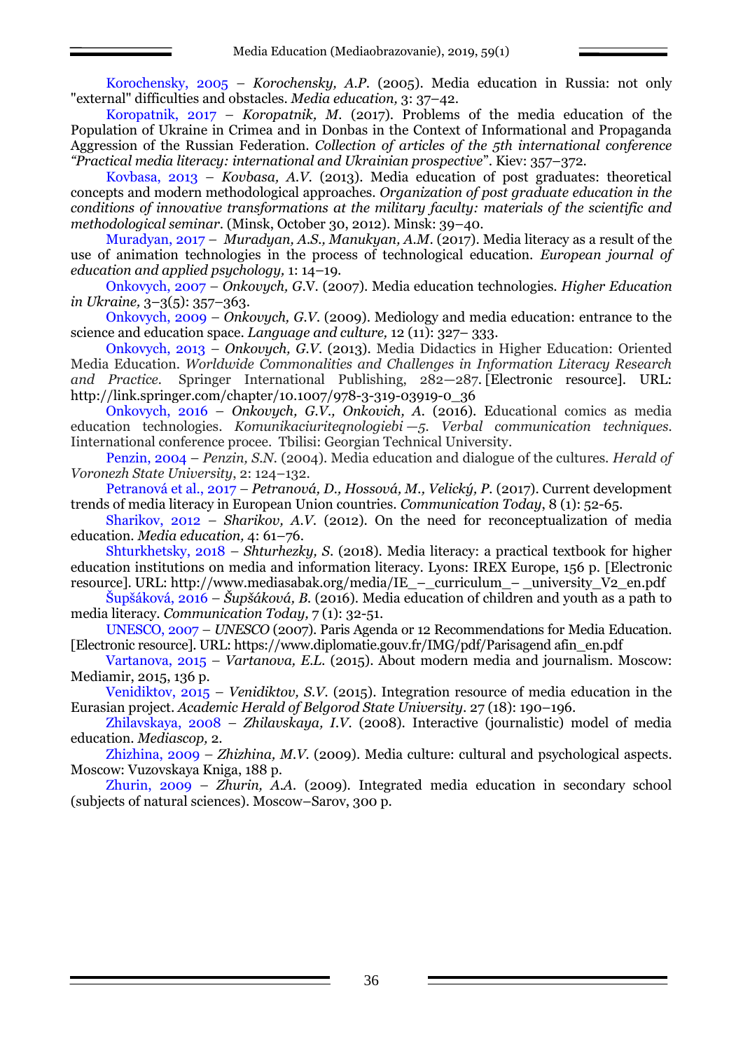Korochensky, 2005 – *Korochensky, A.P.* (2005). Media education in Russia: not only "external" difficulties and obstacles. *Media education,* 3: 37–42.

Koropatnik, 2017 – *Koropatnik, M.* (2017). Problems of the media education of the Population of Ukraine in Crimea and in Donbas in the Context of Informational and Propaganda Aggression of the Russian Federation. *Collection of articles of the 5th international conference "Practical media literacy: international and Ukrainian prospective*". Kiev: 357–372.

Kovbasa, 2013 – *Kovbasa, A.V.* (2013). Media education of post graduates: theoretical concepts and modern methodological approaches. *Organization of post graduate education in the conditions of innovative transformations at the military faculty: materials of the scientific and methodological seminar*. (Minsk, October 30, 2012). Minsk: 39–40.

Muradyan, 2017 – *Muradyan, A.S., Manukyan, A.M*. (2017). Media literacy as a result of the use of animation technologies in the process of technological education. *European journal of education and applied psychology,* 1: 14–19.

Onkovych, 2007 – *Onkovych, G.*V. (2007). Media education technologies. *Higher Education in Ukraine,* 3–3(5): 357–363.

Onkovych, 2009 – *Onkovych, G.V.* (2009). Mediology and media education: entrance to the science and education space. *Language and culture,* 12 (11): 327– 333.

Onkovych, 2013 – *Onkovych, G.V.* (2013). Media Didactics in Higher Education: Oriented Media Education. *Worldwide Commonalities and Challenges in Information Literacy Research and Practice*. Springer International Publishing, 282—287. [Electronic resource]. URL: http://link.springer.com/chapter/10.1007/978-3-319-03919-0_36

Onkovych, 2016 – *Onkovych, G.V., Onkovich, A.* (2016). Educational comics as media education technologies. *Komunikaciuriteqnologiebi —5. Verbal communication techniques.* Iinternational conference procee. Tbilisi: Georgian Technical University.

Penzin, 2004 – *Penzin, S.N.* (2004). Media education and dialogue of the cultures. *Herald of Voronezh State University*, 2: 124–132.

Petranová et al., 2017 – *Petranová, D., Hossová, M., Velický, P.* (2017). Current development trends of media literacy in European Union countries. *Communication Today*, 8 (1): 52-65.

Sharikov, 2012 – *Sharikov, A.V.* (2012). On the need for reconceptualization of media education. *Media education,* 4: 61–76.

Shturkhetsky, 2018 – *Shturhezky, S.* (2018). Media literacy: a practical textbook for higher education institutions on media and information literacy. Lyons: IREX Europe, 156 p. [Electronic resource]. URL: http://www.mediasabak.org/media/IE_–_curriculum_– _university_V2_en.pdf

Šupšáková, 2016 – *Šupšáková, B.* (2016). Media education of children and youth as a path to media literacy. *Communication Today,* 7 (1): 32-51.

UNESCO, 2007 – *UNESCO* (2007). Paris Agenda or 12 Recommendations for Media Education. [Electronic resource]. URL: https://www.diplomatie.gouv.fr/IMG/pdf/Parisagend afin_en.pdf

Vartanova, 2015 – *Vartanova, E.L.* (2015). About modern media and journalism. Moscow: Mediamir, 2015, 136 p.

Venidiktov, 2015 – *Venidiktov, S.V.* (2015). Integration resource of media education in the Eurasian project. *Academic Herald of Belgorod State University*. 27 (18): 190–196.

Zhilavskaya, 2008 – *Zhilavskaya, I.V.* (2008). Interactive (journalistic) model of media education. *Mediascop,* 2.

Zhizhina, 2009 – *Zhizhina, M.V.* (2009). Media culture: cultural and psychological aspects. Moscow: Vuzovskaya Kniga, 188 p.

Zhurin, 2009 – *Zhurin, A.A.* (2009). Integrated media education in secondary school (subjects of natural sciences). Moscow–Sarov, 300 p.